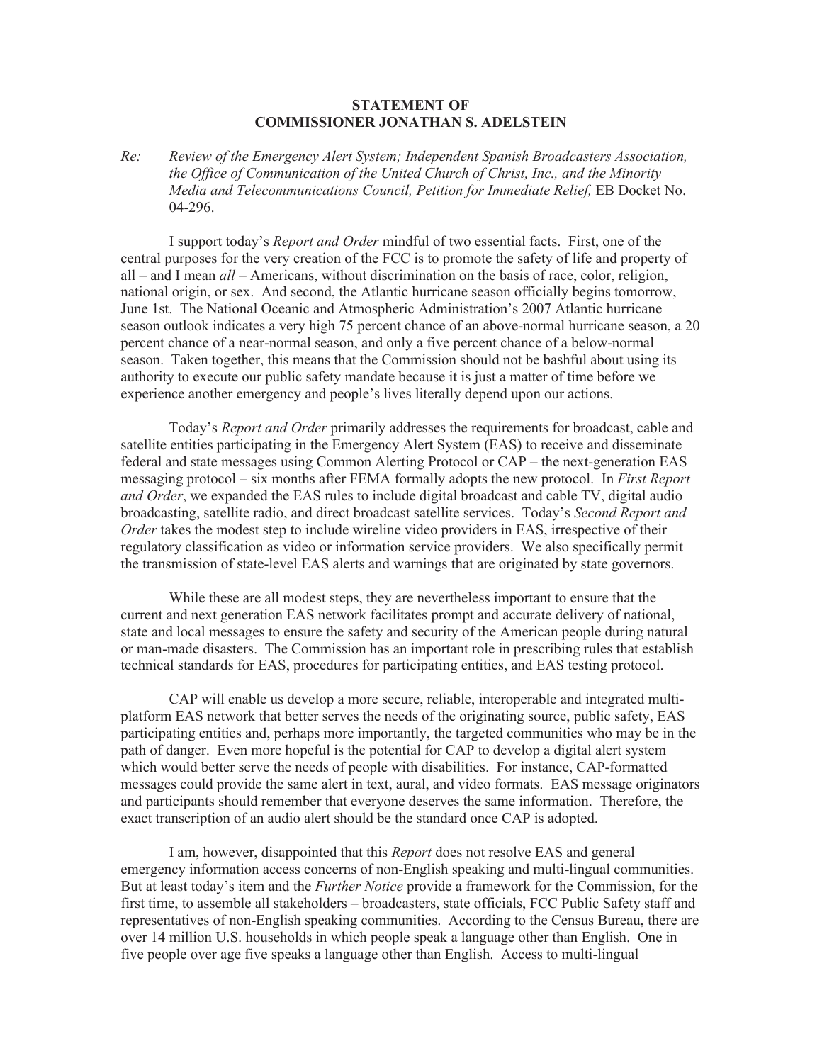**STATEMENT OF**
**COMMISSIONER JONATHAN S. ADELSTEIN**

*Re: Review of the Emergency Alert System; Independent Spanish Broadcasters Association, the Office of Communication of the United Church of Christ, Inc., and the Minority Media and Telecommunications Council, Petition for Immediate Relief,* EB Docket No. 04-296.

I support today's *Report and Order* mindful of two essential facts. First, one of the central purposes for the very creation of the FCC is to promote the safety of life and property of all – and I mean *all* – Americans, without discrimination on the basis of race, color, religion, national origin, or sex. And second, the Atlantic hurricane season officially begins tomorrow, June 1st. The National Oceanic and Atmospheric Administration's 2007 Atlantic hurricane season outlook indicates a very high 75 percent chance of an above-normal hurricane season, a 20 percent chance of a near-normal season, and only a five percent chance of a below-normal season. Taken together, this means that the Commission should not be bashful about using its authority to execute our public safety mandate because it is just a matter of time before we experience another emergency and people's lives literally depend upon our actions.

Today's *Report and Order* primarily addresses the requirements for broadcast, cable and satellite entities participating in the Emergency Alert System (EAS) to receive and disseminate federal and state messages using Common Alerting Protocol or CAP – the next-generation EAS messaging protocol – six months after FEMA formally adopts the new protocol. In *First Report and Order*, we expanded the EAS rules to include digital broadcast and cable TV, digital audio broadcasting, satellite radio, and direct broadcast satellite services. Today's *Second Report and Order* takes the modest step to include wireline video providers in EAS, irrespective of their regulatory classification as video or information service providers. We also specifically permit the transmission of state-level EAS alerts and warnings that are originated by state governors.

While these are all modest steps, they are nevertheless important to ensure that the current and next generation EAS network facilitates prompt and accurate delivery of national, state and local messages to ensure the safety and security of the American people during natural or man-made disasters. The Commission has an important role in prescribing rules that establish technical standards for EAS, procedures for participating entities, and EAS testing protocol.

CAP will enable us develop a more secure, reliable, interoperable and integrated multi-platform EAS network that better serves the needs of the originating source, public safety, EAS participating entities and, perhaps more importantly, the targeted communities who may be in the path of danger. Even more hopeful is the potential for CAP to develop a digital alert system which would better serve the needs of people with disabilities. For instance, CAP-formatted messages could provide the same alert in text, aural, and video formats. EAS message originators and participants should remember that everyone deserves the same information. Therefore, the exact transcription of an audio alert should be the standard once CAP is adopted.

I am, however, disappointed that this *Report* does not resolve EAS and general emergency information access concerns of non-English speaking and multi-lingual communities. But at least today's item and the *Further Notice* provide a framework for the Commission, for the first time, to assemble all stakeholders – broadcasters, state officials, FCC Public Safety staff and representatives of non-English speaking communities. According to the Census Bureau, there are over 14 million U.S. households in which people speak a language other than English. One in five people over age five speaks a language other than English. Access to multi-lingual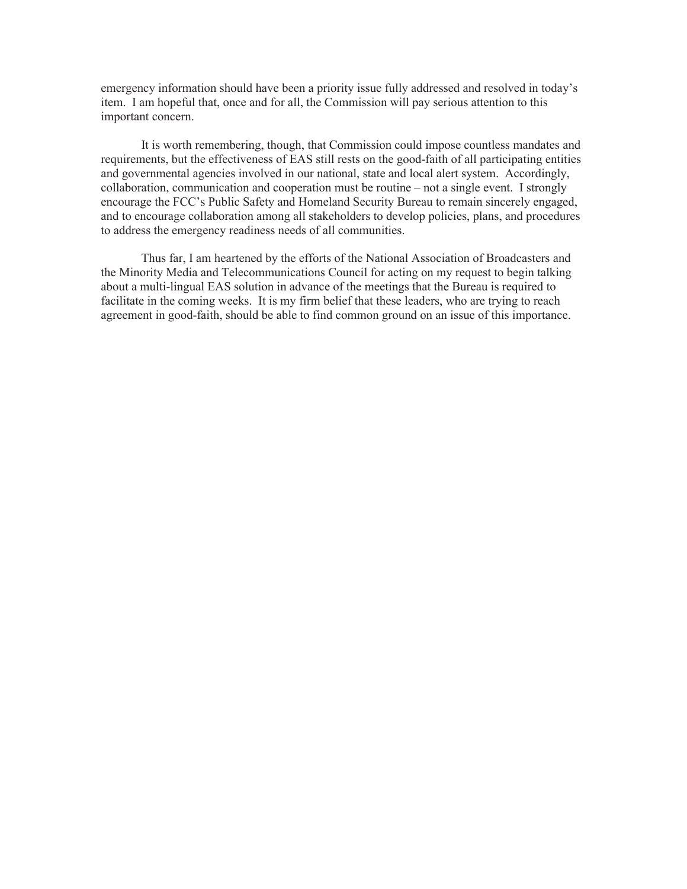emergency information should have been a priority issue fully addressed and resolved in today's item. I am hopeful that, once and for all, the Commission will pay serious attention to this important concern.

It is worth remembering, though, that Commission could impose countless mandates and requirements, but the effectiveness of EAS still rests on the good-faith of all participating entities and governmental agencies involved in our national, state and local alert system. Accordingly, collaboration, communication and cooperation must be routine – not a single event. I strongly encourage the FCC's Public Safety and Homeland Security Bureau to remain sincerely engaged, and to encourage collaboration among all stakeholders to develop policies, plans, and procedures to address the emergency readiness needs of all communities.

Thus far, I am heartened by the efforts of the National Association of Broadcasters and the Minority Media and Telecommunications Council for acting on my request to begin talking about a multi-lingual EAS solution in advance of the meetings that the Bureau is required to facilitate in the coming weeks. It is my firm belief that these leaders, who are trying to reach agreement in good-faith, should be able to find common ground on an issue of this importance.